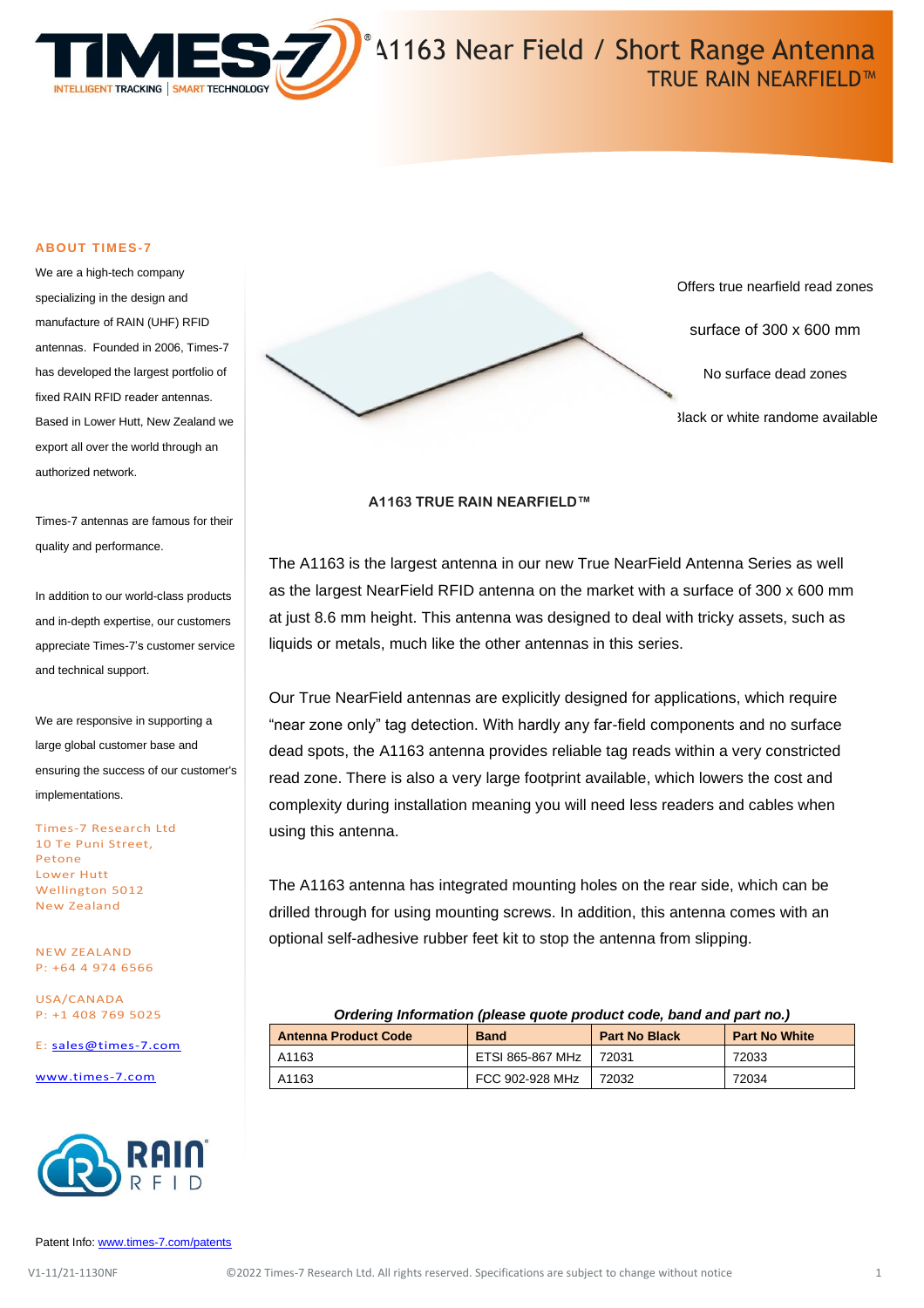# A1163 Near Field / Short Range Antenna

## TRUE RAIN NEARFIELD™

### ABOUT TIMES-7

We are a high-tech company specializing in the design and manufacture of RAIN (UHF) RFID antennas. Founded in 2006, Times-7 has developed the largest portfolio of fixed RAIN RFID reader antennas. Based in Lower Hutt, New Zealand we export all over the world through an authorized network.

Times-7 antennas are famous for their quality and performance.

In addition to our world-class products and in-depth expertise, our customers appreciate Times-7's customer service and technical support.

We are responsive in supporting a large global customer base and ensuring the success of our customer's implementations.

Times-7 Research Ltd
10 Te Puni Street,
Petone
Lower Hutt
Wellington 5012
New Zealand

NEW ZEALAND
P: +64 4 974 6566

USA/CANADA
P: +1 408 769 5025

E: sales@times-7.com

www.times-7.com

Patent Info: www.times-7.com/patents

---

- Offers true nearfield read zones
- surface of 300 x 600 mm
- No surface dead zones
- Black or white randome available

**A1163 TRUE RAIN NEARFIELD™**

The A1163 is the largest antenna in our new True NearField Antenna Series as well as the largest NearField RFID antenna on the market with a surface of 300 x 600 mm at just 8.6 mm height. This antenna was designed to deal with tricky assets, such as liquids or metals, much like the other antennas in this series.

Our True NearField antennas are explicitly designed for applications, which require "near zone only" tag detection. With hardly any far-field components and no surface dead spots, the A1163 antenna provides reliable tag reads within a very constricted read zone. There is also a very large footprint available, which lowers the cost and complexity during installation meaning you will need less readers and cables when using this antenna.

The A1163 antenna has integrated mounting holes on the rear side, which can be drilled through for using mounting screws. In addition, this antenna comes with an optional self-adhesive rubber feet kit to stop the antenna from slipping.

***Ordering Information (please quote product code, band and part no.)***

| Antenna Product Code | Band | Part No Black | Part No White |
|---|---|---|---|
| A1163 | ETSI 865-867 MHz | 72031 | 72033 |
| A1163 | FCC 902-928 MHz | 72032 | 72034 |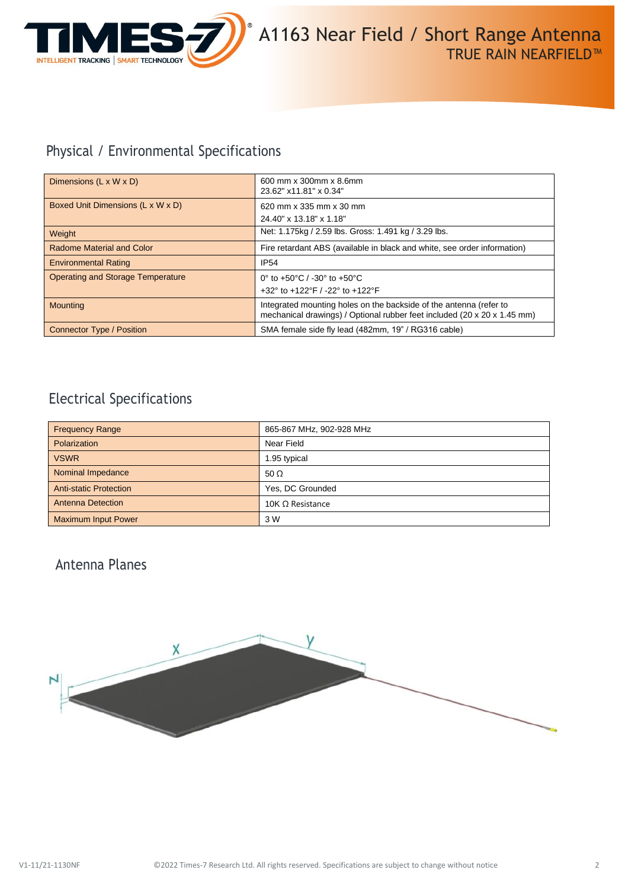# A1163 Near Field / Short Range Antenna

TRUE RAIN NEARFIELD™

## Physical / Environmental Specifications

| | |
|---|---|
| Dimensions (L x W x D) | 600 mm x 300mm x 8.6mm<br>23.62" x11.81" x 0.34" |
| Boxed Unit Dimensions (L x W x D) | 620 mm x 335 mm x 30 mm<br>24.40" x 13.18" x 1.18" |
| Weight | Net: 1.175kg / 2.59 lbs. Gross: 1.491 kg / 3.29 lbs. |
| Radome Material and Color | Fire retardant ABS (available in black and white, see order information) |
| Environmental Rating | IP54 |
| Operating and Storage Temperature | 0° to +50°C / -30° to +50°C<br>+32° to +122°F / -22° to +122°F |
| Mounting | Integrated mounting holes on the backside of the antenna (refer to mechanical drawings) / Optional rubber feet included (20 x 20 x 1.45 mm) |
| Connector Type / Position | SMA female side fly lead (482mm, 19" / RG316 cable) |

## Electrical Specifications

| | |
|---|---|
| Frequency Range | 865-867 MHz, 902-928 MHz |
| Polarization | Near Field |
| VSWR | 1.95 typical |
| Nominal Impedance | 50 Ω |
| Anti-static Protection | Yes, DC Grounded |
| Antenna Detection | 10K Ω Resistance |
| Maximum Input Power | 3 W |

## Antenna Planes

X

Y

Z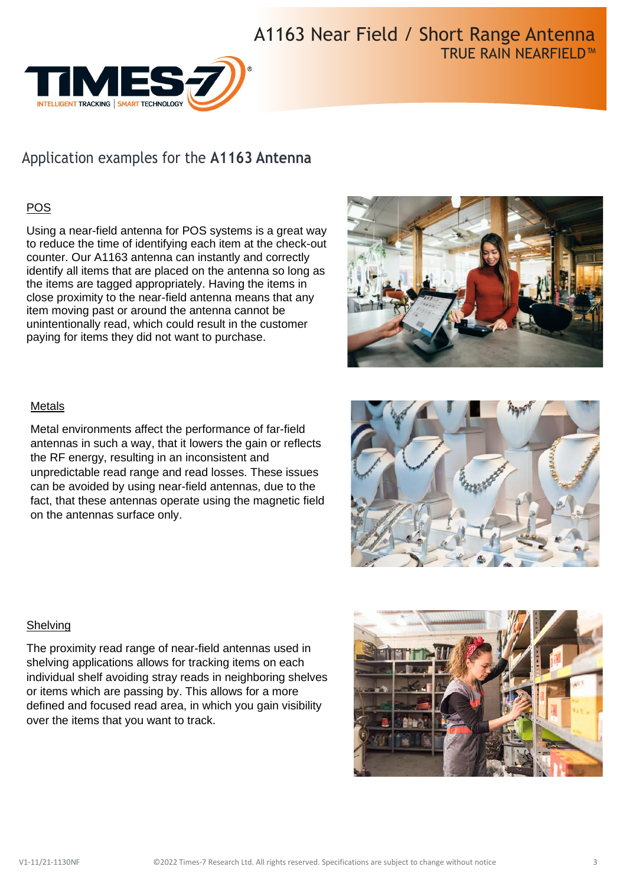# A1163 Near Field / Short Range Antenna

TRUE RAIN NEARFIELD™

## Application examples for the **A1163 Antenna**

### POS

Using a near-field antenna for POS systems is a great way to reduce the time of identifying each item at the check-out counter. Our A1163 antenna can instantly and correctly identify all items that are placed on the antenna so long as the items are tagged appropriately. Having the items in close proximity to the near-field antenna means that any item moving past or around the antenna cannot be unintentionally read, which could result in the customer paying for items they did not want to purchase.

### Metals

Metal environments affect the performance of far-field antennas in such a way, that it lowers the gain or reflects the RF energy, resulting in an inconsistent and unpredictable read range and read losses. These issues can be avoided by using near-field antennas, due to the fact, that these antennas operate using the magnetic field on the antennas surface only.

### Shelving

The proximity read range of near-field antennas used in shelving applications allows for tracking items on each individual shelf avoiding stray reads in neighboring shelves or items which are passing by. This allows for a more defined and focused read area, in which you gain visibility over the items that you want to track.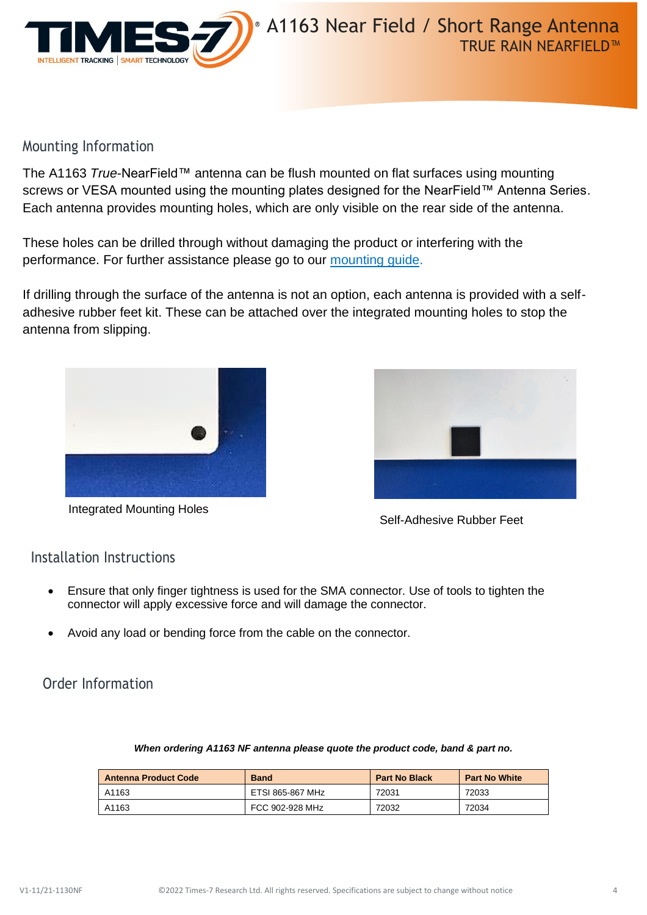## Mounting Information

The A1163 *True*-NearField™ antenna can be flush mounted on flat surfaces using mounting screws or VESA mounted using the mounting plates designed for the NearField™ Antenna Series. Each antenna provides mounting holes, which are only visible on the rear side of the antenna.

These holes can be drilled through without damaging the product or interfering with the performance. For further assistance please go to our mounting guide.

If drilling through the surface of the antenna is not an option, each antenna is provided with a self-adhesive rubber feet kit. These can be attached over the integrated mounting holes to stop the antenna from slipping.

Integrated Mounting Holes

Self-Adhesive Rubber Feet

## Installation Instructions

- Ensure that only finger tightness is used for the SMA connector. Use of tools to tighten the connector will apply excessive force and will damage the connector.
- Avoid any load or bending force from the cable on the connector.

## Order Information

***When ordering A1163 NF antenna please quote the product code, band & part no.***

| Antenna Product Code | Band | Part No Black | Part No White |
|---|---|---|---|
| A1163 | ETSI 865-867 MHz | 72031 | 72033 |
| A1163 | FCC 902-928 MHz | 72032 | 72034 |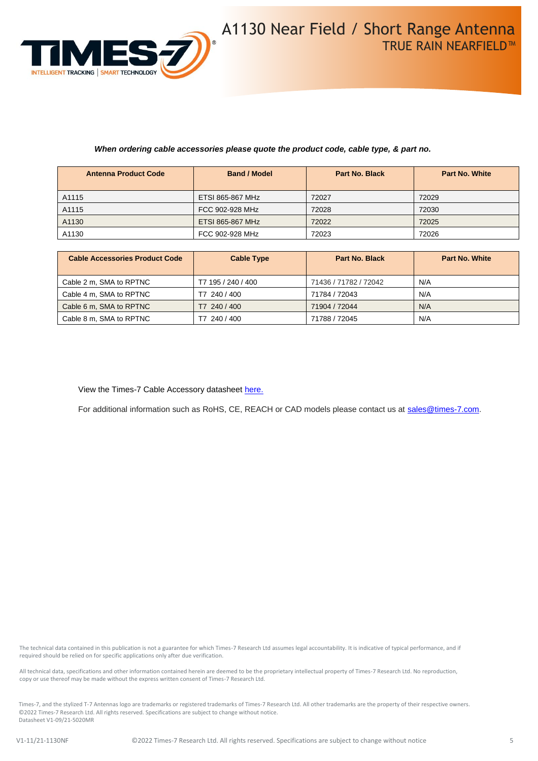*When ordering cable accessories please quote the product code, cable type, & part no.*

| Antenna Product Code | Band / Model | Part No. Black | Part No. White |
|---|---|---|---|
| A1115 | ETSI 865-867 MHz | 72027 | 72029 |
| A1115 | FCC 902-928 MHz | 72028 | 72030 |
| A1130 | ETSI 865-867 MHz | 72022 | 72025 |
| A1130 | FCC 902-928 MHz | 72023 | 72026 |

| Cable Accessories Product Code | Cable Type | Part No. Black | Part No. White |
|---|---|---|---|
| Cable 2 m, SMA to RPTNC | T7 195 / 240 / 400 | 71436 / 71782 / 72042 | N/A |
| Cable 4 m, SMA to RPTNC | T7 240 / 400 | 71784 / 72043 | N/A |
| Cable 6 m, SMA to RPTNC | T7 240 / 400 | 71904 / 72044 | N/A |
| Cable 8 m, SMA to RPTNC | T7 240 / 400 | 71788 / 72045 | N/A |

View the Times-7 Cable Accessory datasheet here.

For additional information such as RoHS, CE, REACH or CAD models please contact us at sales@times-7.com.

The technical data contained in this publication is not a guarantee for which Times-7 Research Ltd assumes legal accountability. It is indicative of typical performance, and if required should be relied on for specific applications only after due verification.

All technical data, specifications and other information contained herein are deemed to be the proprietary intellectual property of Times-7 Research Ltd. No reproduction, copy or use thereof may be made without the express written consent of Times-7 Research Ltd.

Times-7, and the stylized T-7 Antennas logo are trademarks or registered trademarks of Times-7 Research Ltd. All other trademarks are the property of their respective owners.
©2022 Times-7 Research Ltd. All rights reserved. Specifications are subject to change without notice.
Datasheet V1-09/21-5020MR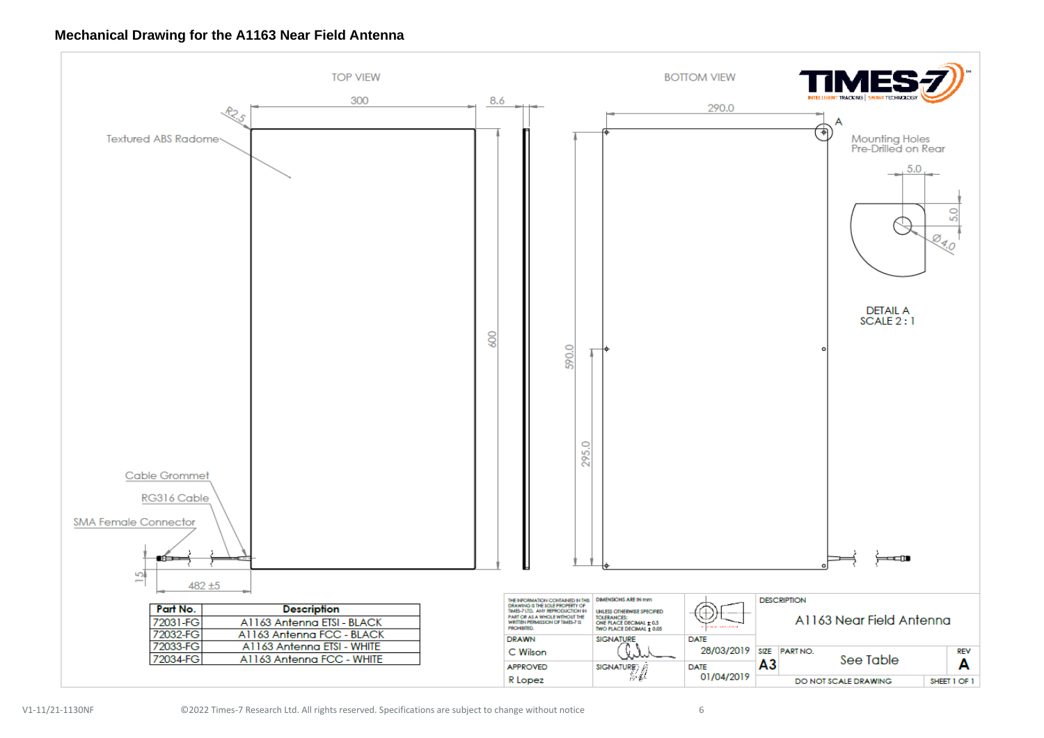## Mechanical Drawing for the A1163 Near Field Antenna

TOP VIEW

BOTTOM VIEW

300

8.6

290.0

R2.5

Textured ABS Radome

A

Mounting Holes Pre-Drilled on Rear

5.0

5.0

Ø4.0

DETAIL A
SCALE 2 : 1

600

590.0

295.0

Cable Grommet

RG316 Cable

SMA Female Connector

15

482 ±5

| Part No. | Description |
|---|---|
| 72031-FG | A1163 Antenna ETSI - BLACK |
| 72032-FG | A1163 Antenna FCC - BLACK |
| 72033-FG | A1163 Antenna ETSI - WHITE |
| 72034-FG | A1163 Antenna FCC - WHITE |

THE INFORMATION CONTAINED IN THIS DRAWING IS THE SOLE PROPERTY OF TIMES-7 LTD. ANY REPRODUCTION IN PART OR AS A WHOLE WITHOUT THE WRITTEN PERMISSION OF TIMES-7 IS PROHIBITED.

DIMENSIONS ARE IN mm

UNLESS OTHERWISE SPECIFIED TOLERANCES:
ONE PLACE DECIMAL ± 0.5
TWO PLACE DECIMAL ± 0.05

| DRAWN | SIGNATURE | DATE |
|---|---|---|
| C Wilson | | 28/03/2019 |
| APPROVED | SIGNATURE | DATE |
| R Lopez | | 01/04/2019 |

DESCRIPTION: A1163 Near Field Antenna

SIZE: A3 | PART NO.: See Table | REV: A

DO NOT SCALE DRAWING | SHEET 1 OF 1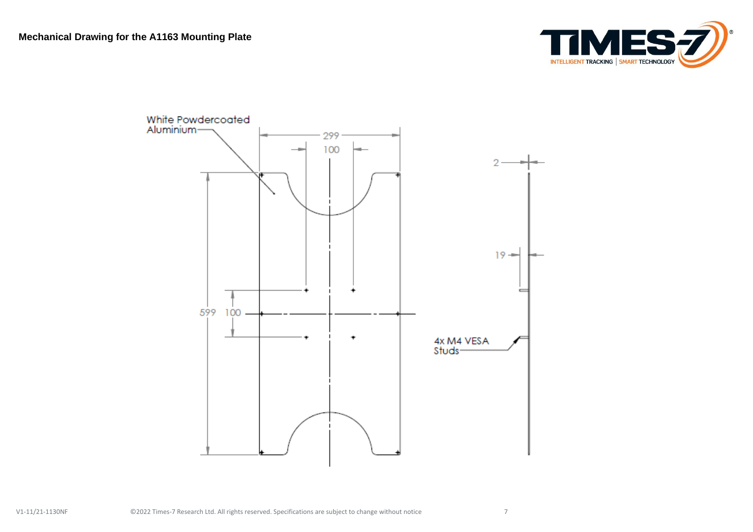**Mechanical Drawing for the A1163 Mounting Plate**

White Powdercoated Aluminium

299

100

2

19

599

100

4x M4 VESA Studs